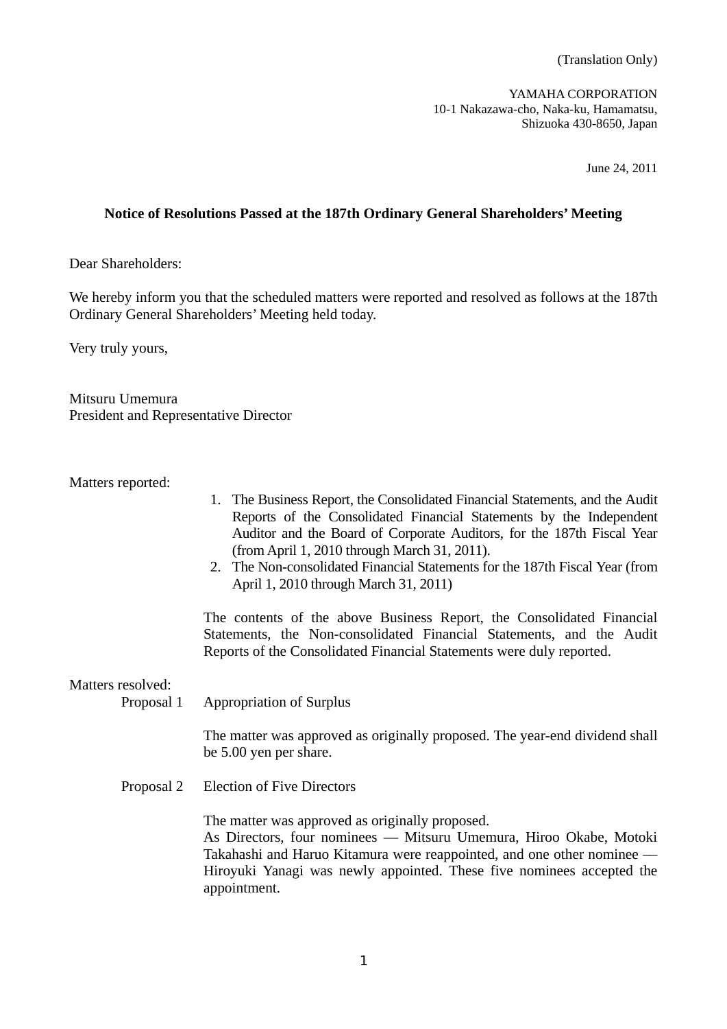(Translation Only)

YAMAHA CORPORATION
10-1 Nakazawa-cho, Naka-ku, Hamamatsu,
Shizuoka 430-8650, Japan

June 24, 2011

**Notice of Resolutions Passed at the 187th Ordinary General Shareholders' Meeting**

Dear Shareholders:

We hereby inform you that the scheduled matters were reported and resolved as follows at the 187th Ordinary General Shareholders' Meeting held today.

Very truly yours,

Mitsuru Umemura
President and Representative Director

Matters reported:

1. The Business Report, the Consolidated Financial Statements, and the Audit Reports of the Consolidated Financial Statements by the Independent Auditor and the Board of Corporate Auditors, for the 187th Fiscal Year (from April 1, 2010 through March 31, 2011).
2. The Non-consolidated Financial Statements for the 187th Fiscal Year (from April 1, 2010 through March 31, 2011)

The contents of the above Business Report, the Consolidated Financial Statements, the Non-consolidated Financial Statements, and the Audit Reports of the Consolidated Financial Statements were duly reported.

Matters resolved:

Proposal 1 Appropriation of Surplus

The matter was approved as originally proposed. The year-end dividend shall be 5.00 yen per share.

Proposal 2 Election of Five Directors

The matter was approved as originally proposed.
As Directors, four nominees — Mitsuru Umemura, Hiroo Okabe, Motoki Takahashi and Haruo Kitamura were reappointed, and one other nominee — Hiroyuki Yanagi was newly appointed. These five nominees accepted the appointment.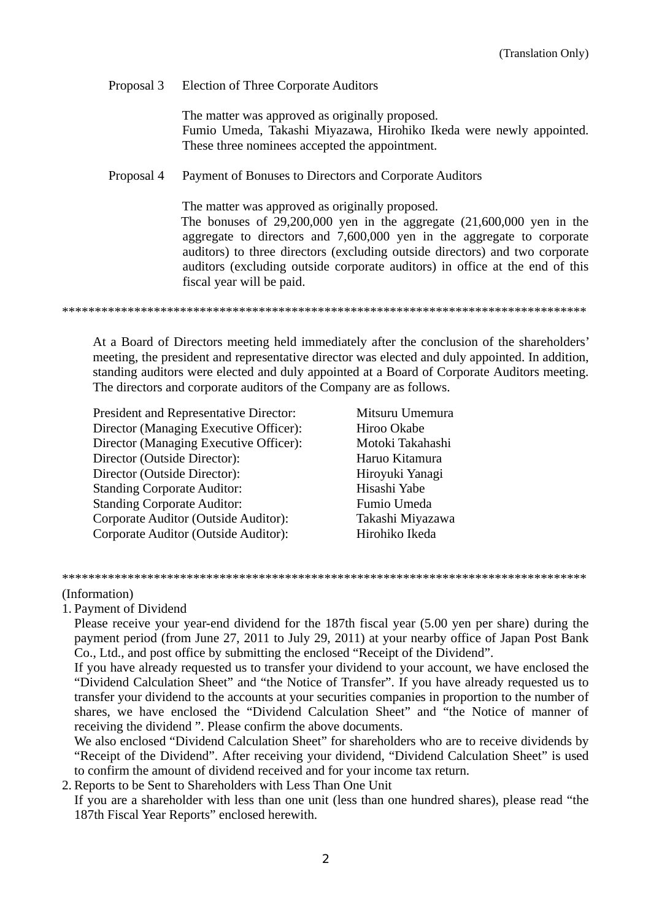(Translation Only)

Proposal 3 Election of Three Corporate Auditors

The matter was approved as originally proposed.
Fumio Umeda, Takashi Miyazawa, Hirohiko Ikeda were newly appointed. These three nominees accepted the appointment.

Proposal 4 Payment of Bonuses to Directors and Corporate Auditors

The matter was approved as originally proposed.
The bonuses of 29,200,000 yen in the aggregate (21,600,000 yen in the aggregate to directors and 7,600,000 yen in the aggregate to corporate auditors) to three directors (excluding outside directors) and two corporate auditors (excluding outside corporate auditors) in office at the end of this fiscal year will be paid.

*******************************************************************************

At a Board of Directors meeting held immediately after the conclusion of the shareholders' meeting, the president and representative director was elected and duly appointed. In addition, standing auditors were elected and duly appointed at a Board of Corporate Auditors meeting. The directors and corporate auditors of the Company are as follows.

| | |
|---|---|
| President and Representative Director: | Mitsuru Umemura |
| Director (Managing Executive Officer): | Hiroo Okabe |
| Director (Managing Executive Officer): | Motoki Takahashi |
| Director (Outside Director): | Haruo Kitamura |
| Director (Outside Director): | Hiroyuki Yanagi |
| Standing Corporate Auditor: | Hisashi Yabe |
| Standing Corporate Auditor: | Fumio Umeda |
| Corporate Auditor (Outside Auditor): | Takashi Miyazawa |
| Corporate Auditor (Outside Auditor): | Hirohiko Ikeda |

*******************************************************************************

(Information)

1. Payment of Dividend
   Please receive your year-end dividend for the 187th fiscal year (5.00 yen per share) during the payment period (from June 27, 2011 to July 29, 2011) at your nearby office of Japan Post Bank Co., Ltd., and post office by submitting the enclosed "Receipt of the Dividend".
   If you have already requested us to transfer your dividend to your account, we have enclosed the "Dividend Calculation Sheet" and "the Notice of Transfer". If you have already requested us to transfer your dividend to the accounts at your securities companies in proportion to the number of shares, we have enclosed the "Dividend Calculation Sheet" and "the Notice of manner of receiving the dividend ". Please confirm the above documents.
   We also enclosed "Dividend Calculation Sheet" for shareholders who are to receive dividends by "Receipt of the Dividend". After receiving your dividend, "Dividend Calculation Sheet" is used to confirm the amount of dividend received and for your income tax return.
2. Reports to be Sent to Shareholders with Less Than One Unit
   If you are a shareholder with less than one unit (less than one hundred shares), please read "the 187th Fiscal Year Reports" enclosed herewith.